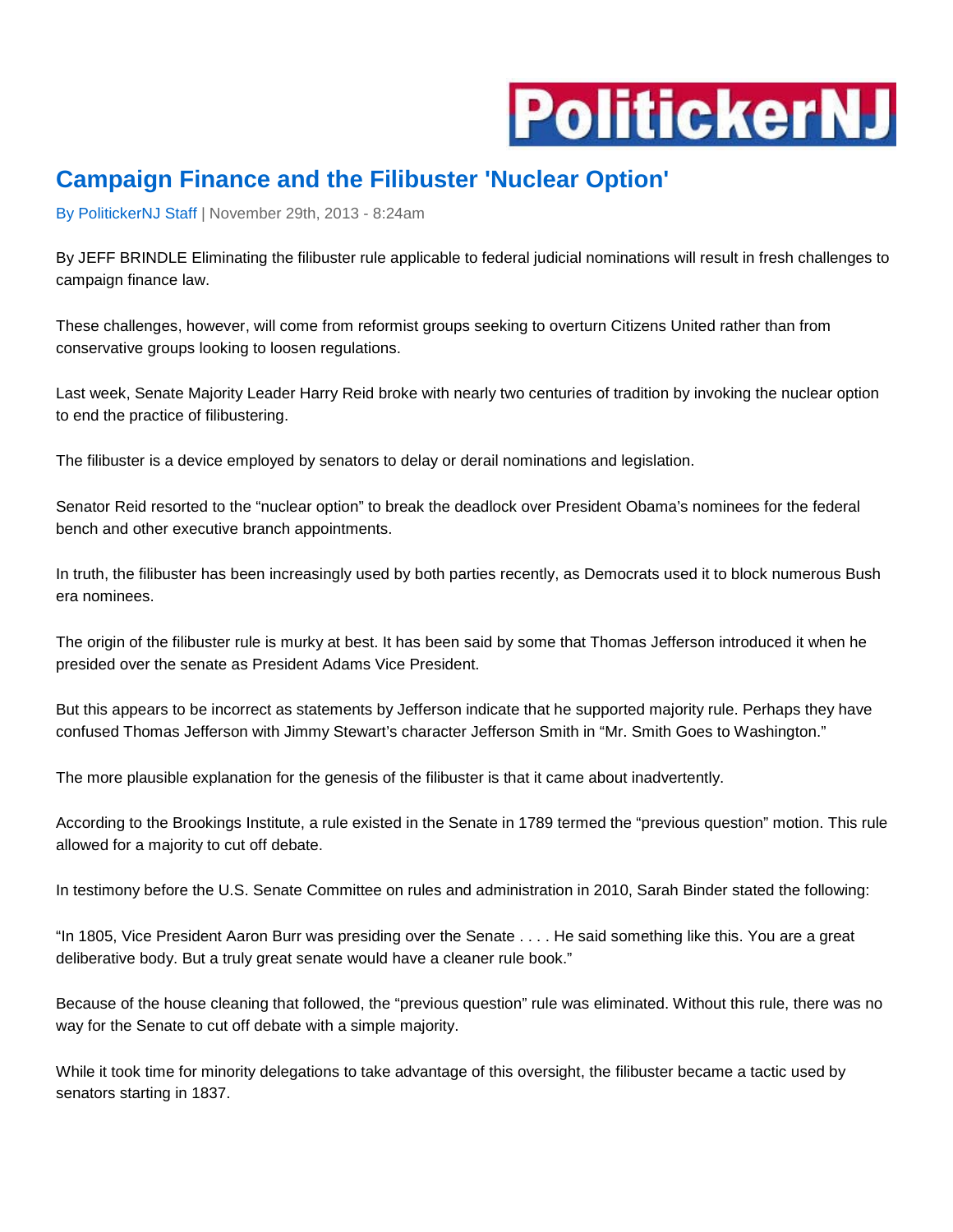PolitickerNJ

# Campaign Finance and the Filibuster 'Nuclear Option'

By PolitickerNJ Staff | November 29th, 2013 - 8:24am

By JEFF BRINDLE Eliminating the filibuster rule applicable to federal judicial nominations will result in fresh challenges to campaign finance law.

These challenges, however, will come from reformist groups seeking to overturn Citizens United rather than from conservative groups looking to loosen regulations.

Last week, Senate Majority Leader Harry Reid broke with nearly two centuries of tradition by invoking the nuclear option to end the practice of filibustering.

The filibuster is a device employed by senators to delay or derail nominations and legislation.

Senator Reid resorted to the "nuclear option" to break the deadlock over President Obama's nominees for the federal bench and other executive branch appointments.

In truth, the filibuster has been increasingly used by both parties recently, as Democrats used it to block numerous Bush era nominees.

The origin of the filibuster rule is murky at best. It has been said by some that Thomas Jefferson introduced it when he presided over the senate as President Adams Vice President.

But this appears to be incorrect as statements by Jefferson indicate that he supported majority rule. Perhaps they have confused Thomas Jefferson with Jimmy Stewart's character Jefferson Smith in "Mr. Smith Goes to Washington."

The more plausible explanation for the genesis of the filibuster is that it came about inadvertently.

According to the Brookings Institute, a rule existed in the Senate in 1789 termed the "previous question" motion. This rule allowed for a majority to cut off debate.

In testimony before the U.S. Senate Committee on rules and administration in 2010, Sarah Binder stated the following:

"In 1805, Vice President Aaron Burr was presiding over the Senate . . . . He said something like this. You are a great deliberative body. But a truly great senate would have a cleaner rule book."

Because of the house cleaning that followed, the "previous question" rule was eliminated. Without this rule, there was no way for the Senate to cut off debate with a simple majority.

While it took time for minority delegations to take advantage of this oversight, the filibuster became a tactic used by senators starting in 1837.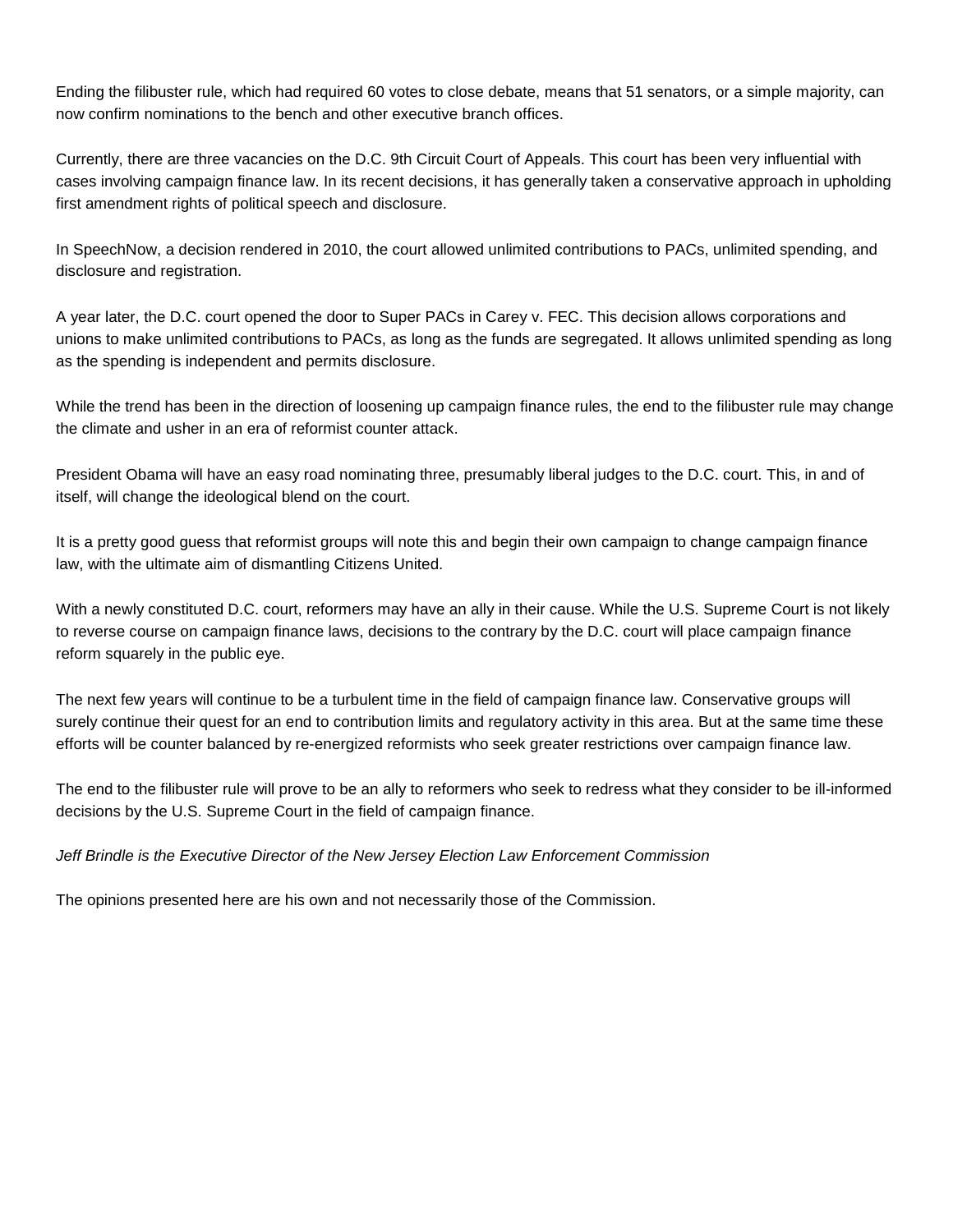Ending the filibuster rule, which had required 60 votes to close debate, means that 51 senators, or a simple majority, can now confirm nominations to the bench and other executive branch offices.

Currently, there are three vacancies on the D.C. 9th Circuit Court of Appeals. This court has been very influential with cases involving campaign finance law. In its recent decisions, it has generally taken a conservative approach in upholding first amendment rights of political speech and disclosure.

In SpeechNow, a decision rendered in 2010, the court allowed unlimited contributions to PACs, unlimited spending, and disclosure and registration.

A year later, the D.C. court opened the door to Super PACs in Carey v. FEC. This decision allows corporations and unions to make unlimited contributions to PACs, as long as the funds are segregated. It allows unlimited spending as long as the spending is independent and permits disclosure.

While the trend has been in the direction of loosening up campaign finance rules, the end to the filibuster rule may change the climate and usher in an era of reformist counter attack.

President Obama will have an easy road nominating three, presumably liberal judges to the D.C. court. This, in and of itself, will change the ideological blend on the court.

It is a pretty good guess that reformist groups will note this and begin their own campaign to change campaign finance law, with the ultimate aim of dismantling Citizens United.

With a newly constituted D.C. court, reformers may have an ally in their cause. While the U.S. Supreme Court is not likely to reverse course on campaign finance laws, decisions to the contrary by the D.C. court will place campaign finance reform squarely in the public eye.

The next few years will continue to be a turbulent time in the field of campaign finance law. Conservative groups will surely continue their quest for an end to contribution limits and regulatory activity in this area. But at the same time these efforts will be counter balanced by re-energized reformists who seek greater restrictions over campaign finance law.

The end to the filibuster rule will prove to be an ally to reformers who seek to redress what they consider to be ill-informed decisions by the U.S. Supreme Court in the field of campaign finance.

*Jeff Brindle is the Executive Director of the New Jersey Election Law Enforcement Commission*

The opinions presented here are his own and not necessarily those of the Commission.